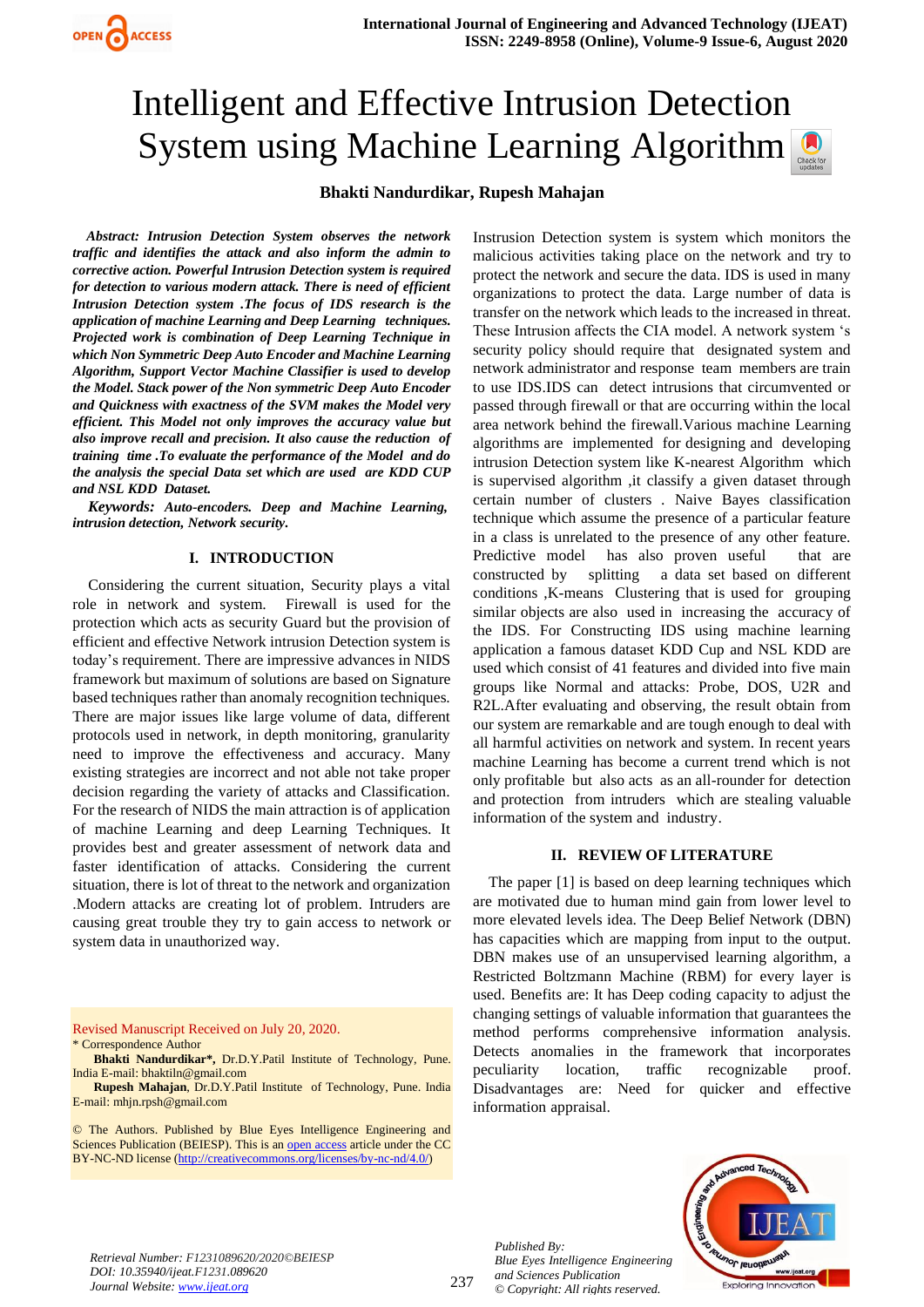# Intelligent and Effective Intrusion Detection System using Machine Learning Algorithm

**Bhakti Nandurdikar, Rupesh Mahajan**

***Abstract: Intrusion Detection System observes the network traffic and identifies the attack and also inform the admin to corrective action. Powerful Intrusion Detection system is required for detection to various modern attack. There is need of efficient Intrusion Detection system .The focus of IDS research is the application of machine Learning and Deep Learning techniques. Projected work is combination of Deep Learning Technique in which Non Symmetric Deep Auto Encoder and Machine Learning Algorithm, Support Vector Machine Classifier is used to develop the Model. Stack power of the Non symmetric Deep Auto Encoder and Quickness with exactness of the SVM makes the Model very efficient. This Model not only improves the accuracy value but also improve recall and precision. It also cause the reduction of training time .To evaluate the performance of the Model and do the analysis the special Data set which are used are KDD CUP and NSL KDD Dataset.***

***Keywords: Auto-encoders. Deep and Machine Learning, intrusion detection, Network security.***

## I. INTRODUCTION

Considering the current situation, Security plays a vital role in network and system. Firewall is used for the protection which acts as security Guard but the provision of efficient and effective Network intrusion Detection system is today's requirement. There are impressive advances in NIDS framework but maximum of solutions are based on Signature based techniques rather than anomaly recognition techniques. There are major issues like large volume of data, different protocols used in network, in depth monitoring, granularity need to improve the effectiveness and accuracy. Many existing strategies are incorrect and not able not take proper decision regarding the variety of attacks and Classification. For the research of NIDS the main attraction is of application of machine Learning and deep Learning Techniques. It provides best and greater assessment of network data and faster identification of attacks. Considering the current situation, there is lot of threat to the network and organization .Modern attacks are creating lot of problem. Intruders are causing great trouble they try to gain access to network or system data in unauthorized way.

Revised Manuscript Received on July 20, 2020.
\* Correspondence Author
**Bhakti Nandurdikar\***, Dr.D.Y.Patil Institute of Technology, Pune. India E-mail: bhaktiln@gmail.com
**Rupesh Mahajan**, Dr.D.Y.Patil Institute of Technology, Pune. India E-mail: mhjn.rpsh@gmail.com

© The Authors. Published by Blue Eyes Intelligence Engineering and Sciences Publication (BEIESP). This is an open access article under the CC BY-NC-ND license (http://creativecommons.org/licenses/by-nc-nd/4.0/)

Instrusion Detection system is system which monitors the malicious activities taking place on the network and try to protect the network and secure the data. IDS is used in many organizations to protect the data. Large number of data is transfer on the network which leads to the increased in threat. These Intrusion affects the CIA model. A network system 's security policy should require that designated system and network administrator and response team members are train to use IDS.IDS can detect intrusions that circumvented or passed through firewall or that are occurring within the local area network behind the firewall.Various machine Learning algorithms are implemented for designing and developing intrusion Detection system like K-nearest Algorithm which is supervised algorithm ,it classify a given dataset through certain number of clusters . Naive Bayes classification technique which assume the presence of a particular feature in a class is unrelated to the presence of any other feature. Predictive model has also proven useful that are constructed by splitting a data set based on different conditions ,K-means Clustering that is used for grouping similar objects are also used in increasing the accuracy of the IDS. For Constructing IDS using machine learning application a famous dataset KDD Cup and NSL KDD are used which consist of 41 features and divided into five main groups like Normal and attacks: Probe, DOS, U2R and R2L.After evaluating and observing, the result obtain from our system are remarkable and are tough enough to deal with all harmful activities on network and system. In recent years machine Learning has become a current trend which is not only profitable but also acts as an all-rounder for detection and protection from intruders which are stealing valuable information of the system and industry.

## II. REVIEW OF LITERATURE

The paper [1] is based on deep learning techniques which are motivated due to human mind gain from lower level to more elevated levels idea. The Deep Belief Network (DBN) has capacities which are mapping from input to the output. DBN makes use of an unsupervised learning algorithm, a Restricted Boltzmann Machine (RBM) for every layer is used. Benefits are: It has Deep coding capacity to adjust the changing settings of valuable information that guarantees the method performs comprehensive information analysis. Detects anomalies in the framework that incorporates peculiarity location, traffic recognizable proof. Disadvantages are: Need for quicker and effective information appraisal.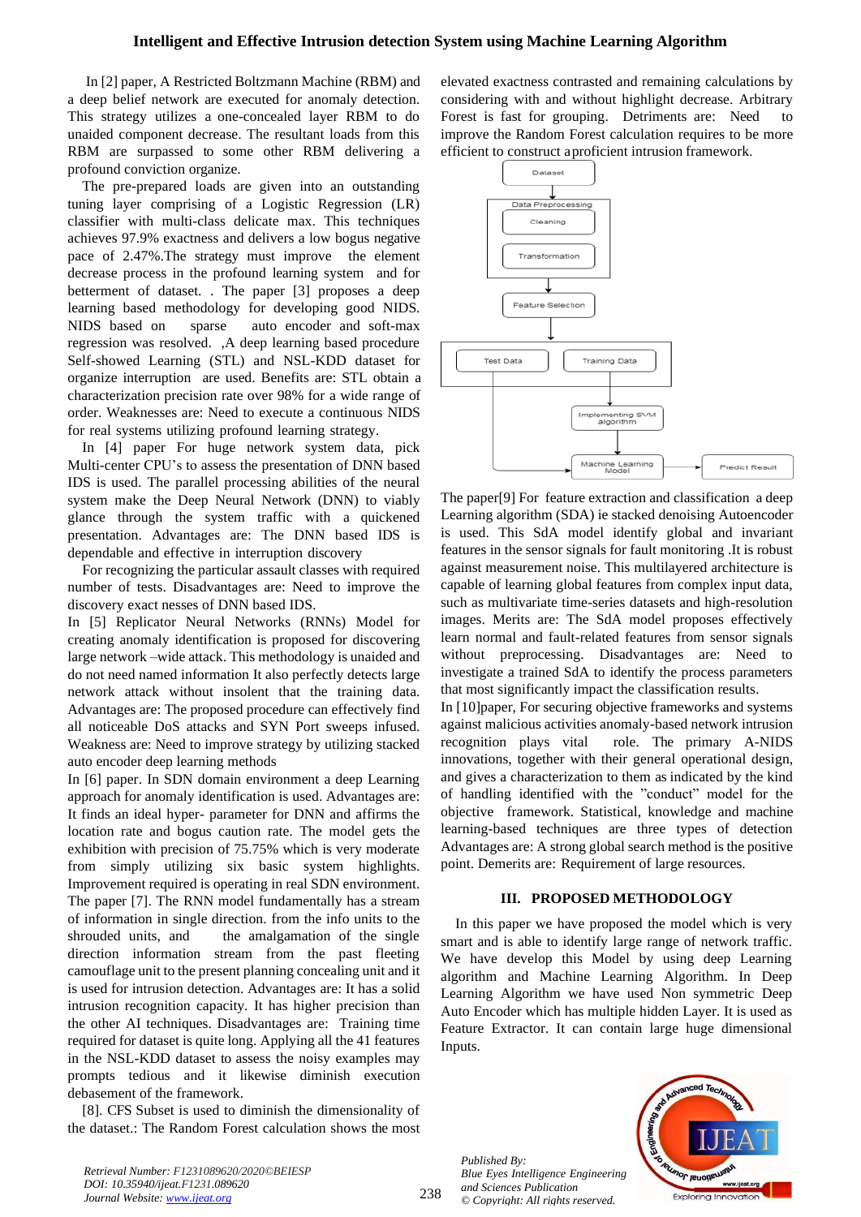In [2] paper, A Restricted Boltzmann Machine (RBM) and a deep belief network are executed for anomaly detection. This strategy utilizes a one-concealed layer RBM to do unaided component decrease. The resultant loads from this RBM are surpassed to some other RBM delivering a profound conviction organize.

The pre-prepared loads are given into an outstanding tuning layer comprising of a Logistic Regression (LR) classifier with multi-class delicate max. This techniques achieves 97.9% exactness and delivers a low bogus negative pace of 2.47%.The strategy must improve the element decrease process in the profound learning system and for betterment of dataset. . The paper [3] proposes a deep learning based methodology for developing good NIDS. NIDS based on sparse auto encoder and soft-max regression was resolved. ,A deep learning based procedure Self-showed Learning (STL) and NSL-KDD dataset for organize interruption are used. Benefits are: STL obtain a characterization precision rate over 98% for a wide range of order. Weaknesses are: Need to execute a continuous NIDS for real systems utilizing profound learning strategy.

In [4] paper For huge network system data, pick Multi-center CPU's to assess the presentation of DNN based IDS is used. The parallel processing abilities of the neural system make the Deep Neural Network (DNN) to viably glance through the system traffic with a quickened presentation. Advantages are: The DNN based IDS is dependable and effective in interruption discovery

For recognizing the particular assault classes with required number of tests. Disadvantages are: Need to improve the discovery exact nesses of DNN based IDS.

In [5] Replicator Neural Networks (RNNs) Model for creating anomaly identification is proposed for discovering large network –wide attack. This methodology is unaided and do not need named information It also perfectly detects large network attack without insolent that the training data. Advantages are: The proposed procedure can effectively find all noticeable DoS attacks and SYN Port sweeps infused. Weakness are: Need to improve strategy by utilizing stacked auto encoder deep learning methods

In [6] paper. In SDN domain environment a deep Learning approach for anomaly identification is used. Advantages are: It finds an ideal hyper- parameter for DNN and affirms the location rate and bogus caution rate. The model gets the exhibition with precision of 75.75% which is very moderate from simply utilizing six basic system highlights. Improvement required is operating in real SDN environment. The paper [7]. The RNN model fundamentally has a stream of information in single direction. from the info units to the shrouded units, and the amalgamation of the single direction information stream from the past fleeting camouflage unit to the present planning concealing unit and it is used for intrusion detection. Advantages are: It has a solid intrusion recognition capacity. It has higher precision than the other AI techniques. Disadvantages are: Training time required for dataset is quite long. Applying all the 41 features in the NSL-KDD dataset to assess the noisy examples may prompts tedious and it likewise diminish execution debasement of the framework.

[8]. CFS Subset is used to diminish the dimensionality of the dataset.: The Random Forest calculation shows the most elevated exactness contrasted and remaining calculations by considering with and without highlight decrease. Arbitrary Forest is fast for grouping. Detriments are: Need to improve the Random Forest calculation requires to be more efficient to construct a proficient intrusion framework.

The paper[9] For feature extraction and classification a deep Learning algorithm (SDA) ie stacked denoising Autoencoder is used. This SdA model identify global and invariant features in the sensor signals for fault monitoring .It is robust against measurement noise. This multilayered architecture is capable of learning global features from complex input data, such as multivariate time-series datasets and high-resolution images. Merits are: The SdA model proposes effectively learn normal and fault-related features from sensor signals without preprocessing. Disadvantages are: Need to investigate a trained SdA to identify the process parameters that most significantly impact the classification results.

In [10]paper, For securing objective frameworks and systems against malicious activities anomaly-based network intrusion recognition plays vital role. The primary A-NIDS innovations, together with their general operational design, and gives a characterization to them as indicated by the kind of handling identified with the "conduct" model for the objective framework. Statistical, knowledge and machine learning-based techniques are three types of detection Advantages are: A strong global search method is the positive point. Demerits are: Requirement of large resources.

## III. PROPOSED METHODOLOGY

In this paper we have proposed the model which is very smart and is able to identify large range of network traffic. We have develop this Model by using deep Learning algorithm and Machine Learning Algorithm. In Deep Learning Algorithm we have used Non symmetric Deep Auto Encoder which has multiple hidden Layer. It is used as Feature Extractor. It can contain large huge dimensional Inputs.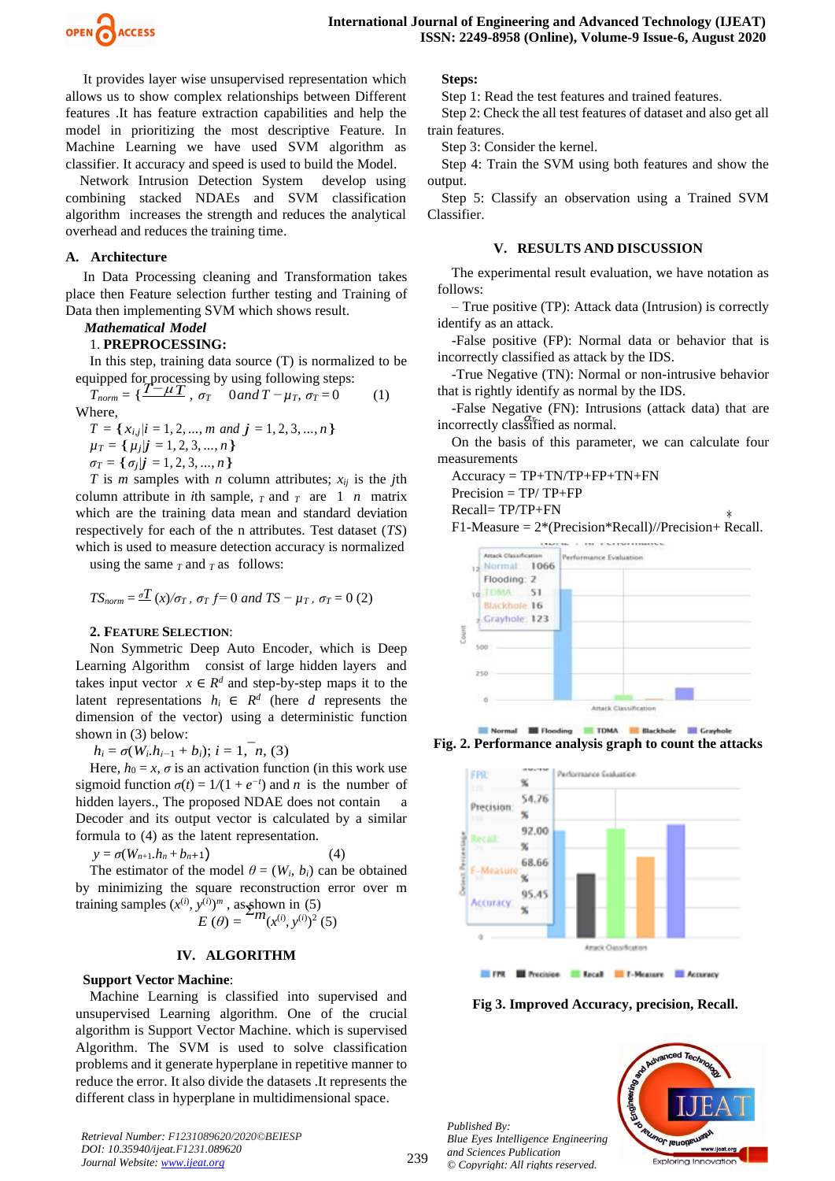It provides layer wise unsupervised representation which allows us to show complex relationships between Different features .It has feature extraction capabilities and help the model in prioritizing the most descriptive Feature. In Machine Learning we have used SVM algorithm as classifier. It accuracy and speed is used to build the Model.

Network Intrusion Detection System develop using combining stacked NDAEs and SVM classification algorithm increases the strength and reduces the analytical overhead and reduces the training time.

### A. Architecture

In Data Processing cleaning and Transformation takes place then Feature selection further testing and Training of Data then implementing SVM which shows result.

***Mathematical Model***

1. **PREPROCESSING:**

In this step, training data source (T) is normalized to be equipped for processing by using following steps:

$$T_{norm} = \{\frac{T-\mu T}{\sigma_T}, \sigma_T \quad 0 \, and \, T-\mu_T, \sigma_T = 0 \quad (1)$$

Where,

$T = \{x_{i,j} | i = 1, 2, ..., m \text{ and } j = 1, 2, 3, ..., n\}$

$\mu_T = \{\mu_j | j = 1, 2, 3, ..., n\}$

$\sigma_T = \{\sigma_j | j = 1, 2, 3, ..., n\}$

$T$ is $m$ samples with $n$ column attributes; $x_{ij}$ is the $j$th column attribute in $i$th sample, $_T$ and $_T$ are 1 $n$ matrix which are the training data mean and standard deviation respectively for each of the n attributes. Test dataset ($TS$) which is used to measure detection accuracy is normalized using the same $_T$ and $_T$ as follows:

$$TS_{norm} = \frac{\sigma T}{} (x)/\sigma_T, \, \sigma_T \, f = 0 \text{ and } TS - \mu_T, \, \sigma_T = 0 \; (2)$$

2. **FEATURE SELECTION**:

Non Symmetric Deep Auto Encoder, which is Deep Learning Algorithm consist of large hidden layers and takes input vector $x \in R^d$ and step-by-step maps it to the latent representations $h_i \in R^d$ (here $d$ represents the dimension of the vector) using a deterministic function shown in (3) below:

$$h_i = \sigma(W_i.h_{i-1} + b_i); \, i = 1, \overline{\ } n, \, (3)$$

Here, $h_0 = x$, $\sigma$ is an activation function (in this work use sigmoid function $\sigma(t) = 1/(1 + e^{-t})$ and $n$ is the number of hidden layers., The proposed NDAE does not contain a Decoder and its output vector is calculated by a similar formula to (4) as the latent representation.

$$y = \sigma(W_{n+1}.h_n + b_{n+1}) \quad (4)$$

The estimator of the model $\theta = (W_i, b_i)$ can be obtained by minimizing the square reconstruction error over m training samples $(x^{(i)}, y^{(i)})^m$, as shown in (5)

$$E(\theta) = \sum^{m} (x^{(i)}, y^{(i)})^2 \; (5)$$

## IV. ALGORITHM

**Support Vector Machine**:

Machine Learning is classified into supervised and unsupervised Learning algorithm. One of the crucial algorithm is Support Vector Machine. which is supervised Algorithm. The SVM is used to solve classification problems and it generate hyperplane in repetitive manner to reduce the error. It also divide the datasets .It represents the different class in hyperplane in multidimensional space.

**Steps:**

Step 1: Read the test features and trained features.

Step 2: Check the all test features of dataset and also get all train features.

Step 3: Consider the kernel.

Step 4: Train the SVM using both features and show the output.

Step 5: Classify an observation using a Trained SVM Classifier.

## V. RESULTS AND DISCUSSION

The experimental result evaluation, we have notation as follows:

– True positive (TP): Attack data (Intrusion) is correctly identify as an attack.

-False positive (FP): Normal data or behavior that is incorrectly classified as attack by the IDS.

-True Negative (TN): Normal or non-intrusive behavior that is rightly identify as normal by the IDS.

-False Negative (FN): Intrusions (attack data) that are incorrectly classified as normal.

On the basis of this parameter, we can calculate four measurements

Accuracy = TP+TN/TP+FP+TN+FN

Precision = TP/ TP+FP

Recall= TP/TP+FN

F1-Measure = 2*(Precision*Recall)//Precision+ Recall.

**Fig. 2. Performance analysis graph to count the attacks**

**Fig 3. Improved Accuracy, precision, Recall.**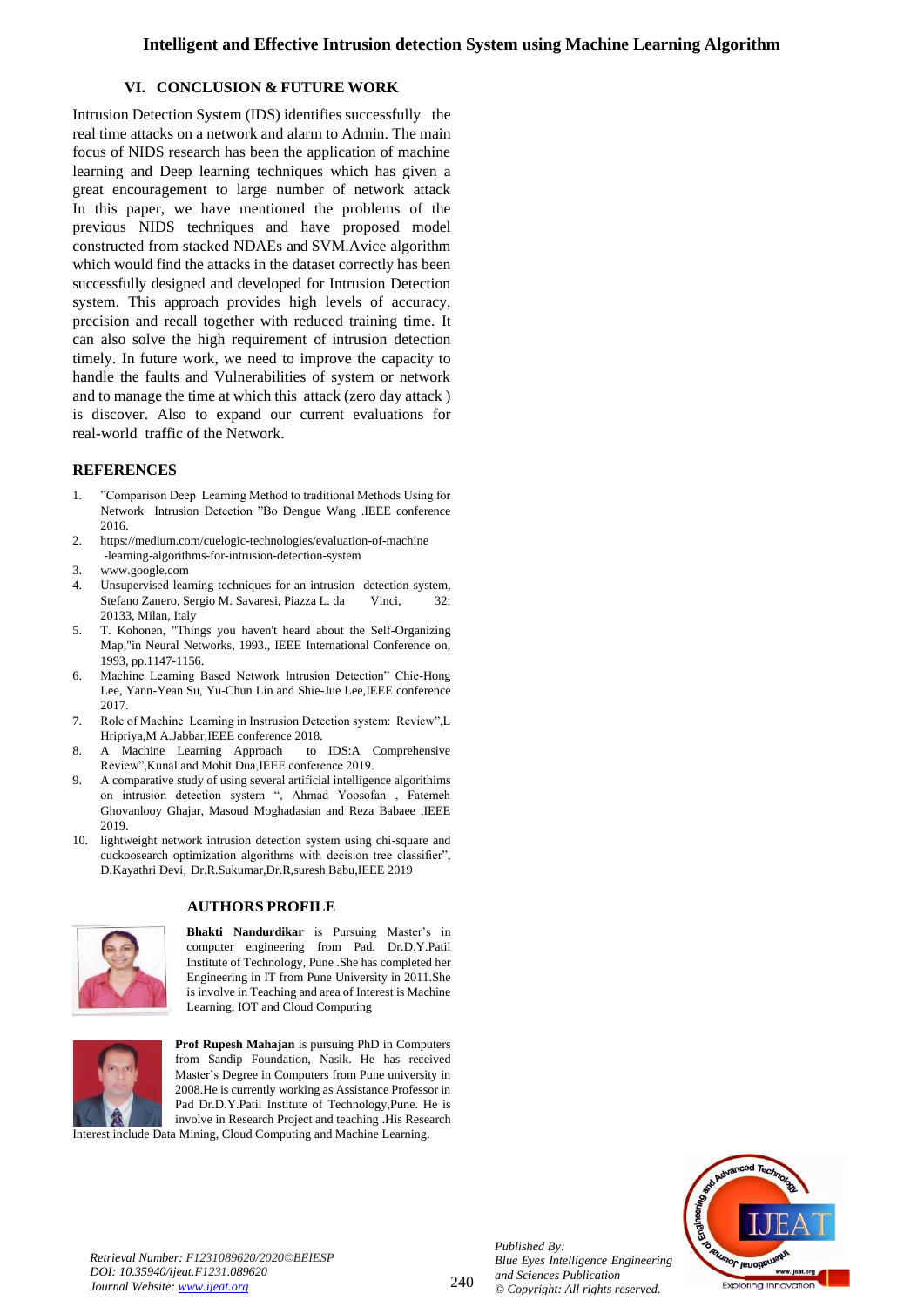## VI. CONCLUSION & FUTURE WORK

Intrusion Detection System (IDS) identifies successfully the real time attacks on a network and alarm to Admin. The main focus of NIDS research has been the application of machine learning and Deep learning techniques which has given a great encouragement to large number of network attack In this paper, we have mentioned the problems of the previous NIDS techniques and have proposed model constructed from stacked NDAEs and SVM.Avice algorithm which would find the attacks in the dataset correctly has been successfully designed and developed for Intrusion Detection system. This approach provides high levels of accuracy, precision and recall together with reduced training time. It can also solve the high requirement of intrusion detection timely. In future work, we need to improve the capacity to handle the faults and Vulnerabilities of system or network and to manage the time at which this attack (zero day attack ) is discover. Also to expand our current evaluations for real-world traffic of the Network.

## REFERENCES

1. "Comparison Deep Learning Method to traditional Methods Using for Network Intrusion Detection "Bo Dengue Wang .IEEE conference 2016.
2. https://medium.com/cuelogic-technologies/evaluation-of-machine -learning-algorithms-for-intrusion-detection-system
3. www.google.com
4. Unsupervised learning techniques for an intrusion detection system, Stefano Zanero, Sergio M. Savaresi, Piazza L. da Vinci, 32; 20133, Milan, Italy
5. T. Kohonen, "Things you haven't heard about the Self-Organizing Map,"in Neural Networks, 1993., IEEE International Conference on, 1993, pp.1147-1156.
6. Machine Learning Based Network Intrusion Detection" Chie-Hong Lee, Yann-Yean Su, Yu-Chun Lin and Shie-Jue Lee,IEEE conference 2017.
7. Role of Machine Learning in Instrusion Detection system: Review",L Hripriya,M A.Jabbar,IEEE conference 2018.
8. A Machine Learning Approach to IDS:A Comprehensive Review",Kunal and Mohit Dua,IEEE conference 2019.
9. A comparative study of using several artificial intelligence algorithms on intrusion detection system ", Ahmad Yoosofan , Fatemeh Ghovanlooy Ghajar, Masoud Moghadasian and Reza Babaee ,IEEE 2019.
10. lightweight network intrusion detection system using chi-square and cuckoosearch optimization algorithms with decision tree classifier", D.Kayathri Devi, Dr.R.Sukumar,Dr.R,suresh Babu,IEEE 2019

## AUTHORS PROFILE

**Bhakti Nandurdikar** is Pursuing Master's in computer engineering from Pad. Dr.D.Y.Patil Institute of Technology, Pune .She has completed her Engineering in IT from Pune University in 2011.She is involve in Teaching and area of Interest is Machine Learning, IOT and Cloud Computing

**Prof Rupesh Mahajan** is pursuing PhD in Computers from Sandip Foundation, Nasik. He has received Master's Degree in Computers from Pune university in 2008.He is currently working as Assistance Professor in Pad Dr.D.Y.Patil Institute of Technology,Pune. He is involve in Research Project and teaching .His Research Interest include Data Mining, Cloud Computing and Machine Learning.